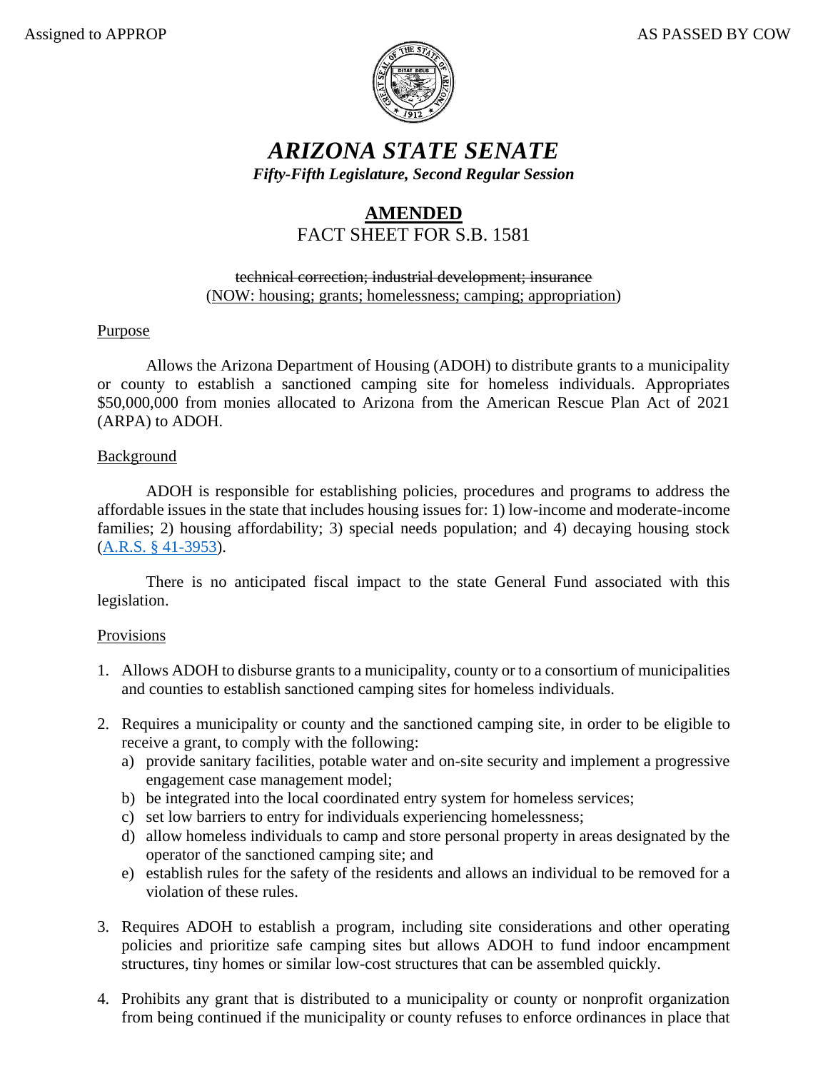Assigned to APPROP AS PASSED BY COW

# *ARIZONA STATE SENATE*

***Fifty-Fifth Legislature, Second Regular Session***

## **AMENDED**

## FACT SHEET FOR S.B. 1581

~~technical correction; industrial development; insurance~~
(NOW: housing; grants; homelessness; camping; appropriation)

Purpose

Allows the Arizona Department of Housing (ADOH) to distribute grants to a municipality or county to establish a sanctioned camping site for homeless individuals. Appropriates $50,000,000 from monies allocated to Arizona from the American Rescue Plan Act of 2021 (ARPA) to ADOH.

Background

ADOH is responsible for establishing policies, procedures and programs to address the affordable issues in the state that includes housing issues for: 1) low-income and moderate-income families; 2) housing affordability; 3) special needs population; and 4) decaying housing stock (A.R.S. § 41-3953).

There is no anticipated fiscal impact to the state General Fund associated with this legislation.

Provisions

1. Allows ADOH to disburse grants to a municipality, county or to a consortium of municipalities and counties to establish sanctioned camping sites for homeless individuals.

2. Requires a municipality or county and the sanctioned camping site, in order to be eligible to receive a grant, to comply with the following:
   a) provide sanitary facilities, potable water and on-site security and implement a progressive engagement case management model;
   b) be integrated into the local coordinated entry system for homeless services;
   c) set low barriers to entry for individuals experiencing homelessness;
   d) allow homeless individuals to camp and store personal property in areas designated by the operator of the sanctioned camping site; and
   e) establish rules for the safety of the residents and allows an individual to be removed for a violation of these rules.

3. Requires ADOH to establish a program, including site considerations and other operating policies and prioritize safe camping sites but allows ADOH to fund indoor encampment structures, tiny homes or similar low-cost structures that can be assembled quickly.

4. Prohibits any grant that is distributed to a municipality or county or nonprofit organization from being continued if the municipality or county refuses to enforce ordinances in place that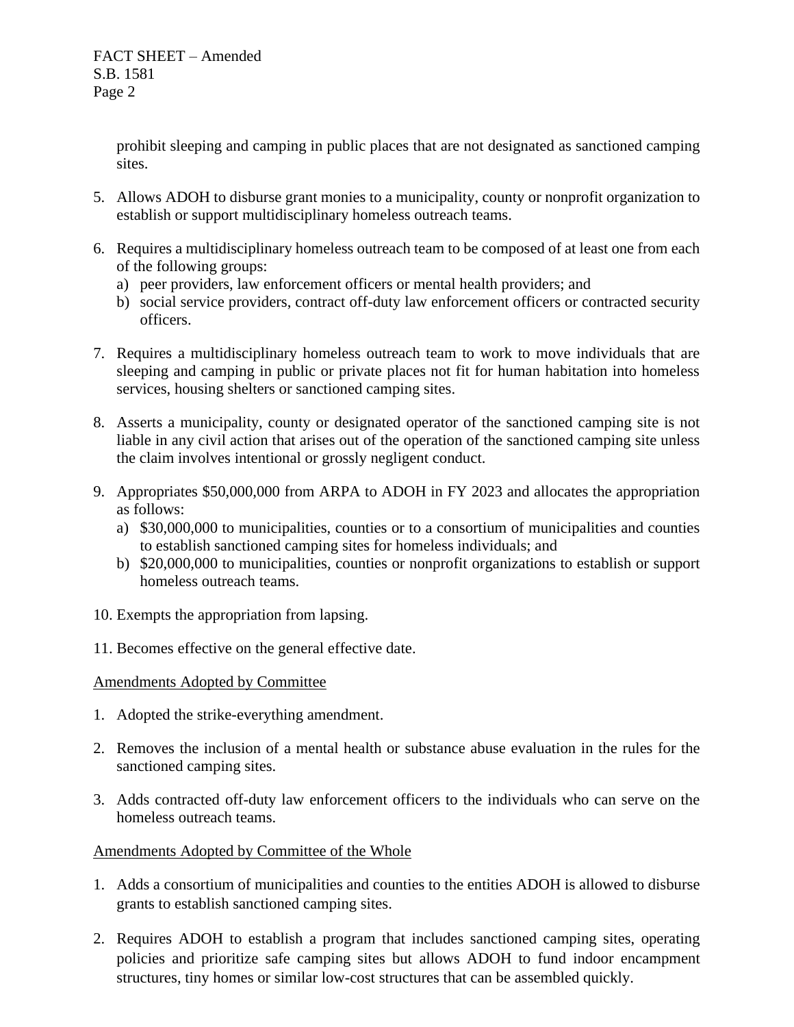prohibit sleeping and camping in public places that are not designated as sanctioned camping sites.

5. Allows ADOH to disburse grant monies to a municipality, county or nonprofit organization to establish or support multidisciplinary homeless outreach teams.

6. Requires a multidisciplinary homeless outreach team to be composed of at least one from each of the following groups:
   a) peer providers, law enforcement officers or mental health providers; and
   b) social service providers, contract off-duty law enforcement officers or contracted security officers.

7. Requires a multidisciplinary homeless outreach team to work to move individuals that are sleeping and camping in public or private places not fit for human habitation into homeless services, housing shelters or sanctioned camping sites.

8. Asserts a municipality, county or designated operator of the sanctioned camping site is not liable in any civil action that arises out of the operation of the sanctioned camping site unless the claim involves intentional or grossly negligent conduct.

9. Appropriates $50,000,000 from ARPA to ADOH in FY 2023 and allocates the appropriation as follows:
   a) $30,000,000 to municipalities, counties or to a consortium of municipalities and counties to establish sanctioned camping sites for homeless individuals; and
   b) $20,000,000 to municipalities, counties or nonprofit organizations to establish or support homeless outreach teams.

10. Exempts the appropriation from lapsing.

11. Becomes effective on the general effective date.

<u>Amendments Adopted by Committee</u>

1. Adopted the strike-everything amendment.

2. Removes the inclusion of a mental health or substance abuse evaluation in the rules for the sanctioned camping sites.

3. Adds contracted off-duty law enforcement officers to the individuals who can serve on the homeless outreach teams.

<u>Amendments Adopted by Committee of the Whole</u>

1. Adds a consortium of municipalities and counties to the entities ADOH is allowed to disburse grants to establish sanctioned camping sites.

2. Requires ADOH to establish a program that includes sanctioned camping sites, operating policies and prioritize safe camping sites but allows ADOH to fund indoor encampment structures, tiny homes or similar low-cost structures that can be assembled quickly.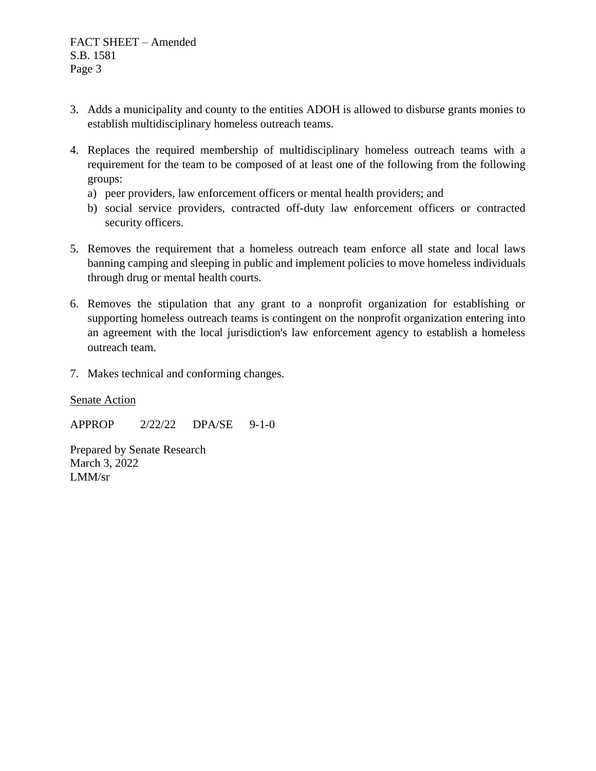3. Adds a municipality and county to the entities ADOH is allowed to disburse grants monies to establish multidisciplinary homeless outreach teams.

4. Replaces the required membership of multidisciplinary homeless outreach teams with a requirement for the team to be composed of at least one of the following from the following groups:
   a) peer providers, law enforcement officers or mental health providers; and
   b) social service providers, contracted off-duty law enforcement officers or contracted security officers.

5. Removes the requirement that a homeless outreach team enforce all state and local laws banning camping and sleeping in public and implement policies to move homeless individuals through drug or mental health courts.

6. Removes the stipulation that any grant to a nonprofit organization for establishing or supporting homeless outreach teams is contingent on the nonprofit organization entering into an agreement with the local jurisdiction's law enforcement agency to establish a homeless outreach team.

7. Makes technical and conforming changes.

<u>Senate Action</u>

APPROP 2/22/22 DPA/SE 9-1-0

Prepared by Senate Research
March 3, 2022
LMM/sr